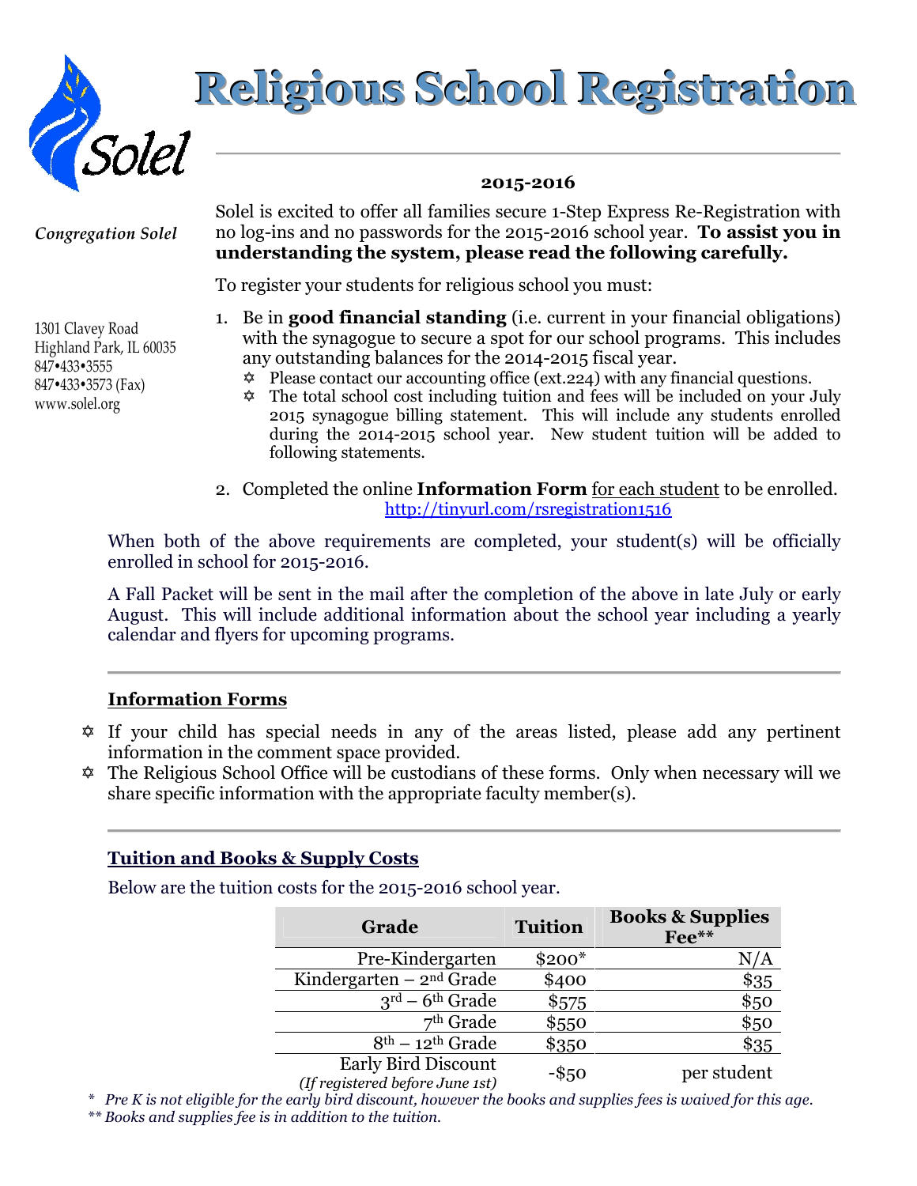# Religious School Registration

**2015-2016**

*Congregation Solel*

1301 Clavey Road
Highland Park, IL 60035
847•433•3555
847•433•3573 (Fax)
www.solel.org

Solel is excited to offer all families secure 1-Step Express Re-Registration with no log-ins and no passwords for the 2015-2016 school year. **To assist you in understanding the system, please read the following carefully.**

To register your students for religious school you must:

1. Be in **good financial standing** (i.e. current in your financial obligations) with the synagogue to secure a spot for our school programs. This includes any outstanding balances for the 2014-2015 fiscal year.
   - Please contact our accounting office (ext.224) with any financial questions.
   - The total school cost including tuition and fees will be included on your July 2015 synagogue billing statement. This will include any students enrolled during the 2014-2015 school year. New student tuition will be added to following statements.
2. Completed the online **Information Form** for each student to be enrolled.
   http://tinyurl.com/rsregistration1516

When both of the above requirements are completed, your student(s) will be officially enrolled in school for 2015-2016.

A Fall Packet will be sent in the mail after the completion of the above in late July or early August. This will include additional information about the school year including a yearly calendar and flyers for upcoming programs.

## Information Forms

- If your child has special needs in any of the areas listed, please add any pertinent information in the comment space provided.
- The Religious School Office will be custodians of these forms. Only when necessary will we share specific information with the appropriate faculty member(s).

## Tuition and Books & Supply Costs

Below are the tuition costs for the 2015-2016 school year.

| Grade | Tuition | Books & Supplies Fee** |
|---|---|---|
| Pre-Kindergarten | $200* | N/A |
| Kindergarten – 2nd Grade | $400 | $35 |
| 3rd – 6th Grade | $575 | $50 |
| 7th Grade | $550 | $50 |
| 8th – 12th Grade | $350 | $35 |
| Early Bird Discount *(If registered before June 1st)* | -$50 | per student |

\* *Pre K is not eligible for the early bird discount, however the books and supplies fees is waived for this age.*
** *Books and supplies fee is in addition to the tuition.*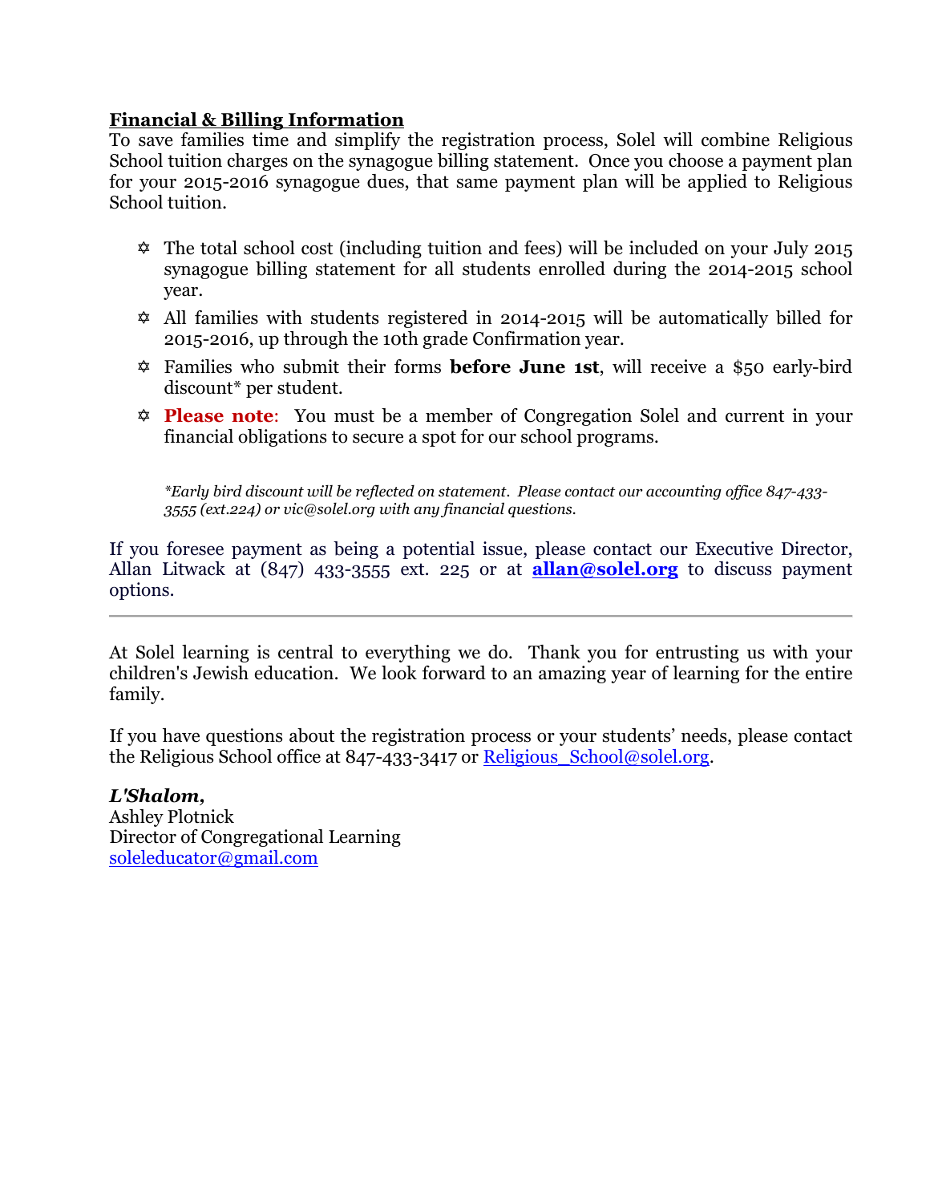## Financial & Billing Information

To save families time and simplify the registration process, Solel will combine Religious School tuition charges on the synagogue billing statement. Once you choose a payment plan for your 2015-2016 synagogue dues, that same payment plan will be applied to Religious School tuition.

- ✡ The total school cost (including tuition and fees) will be included on your July 2015 synagogue billing statement for all students enrolled during the 2014-2015 school year.
- ✡ All families with students registered in 2014-2015 will be automatically billed for 2015-2016, up through the 10th grade Confirmation year.
- ✡ Families who submit their forms **before June 1st**, will receive a $50 early-bird discount* per student.
- ✡ **Please note**: You must be a member of Congregation Solel and current in your financial obligations to secure a spot for our school programs.

*\*Early bird discount will be reflected on statement. Please contact our accounting office 847-433-3555 (ext.224) or vic@solel.org with any financial questions.*

If you foresee payment as being a potential issue, please contact our Executive Director, Allan Litwack at (847) 433-3555 ext. 225 or at **allan@solel.org** to discuss payment options.

---

At Solel learning is central to everything we do. Thank you for entrusting us with your children's Jewish education. We look forward to an amazing year of learning for the entire family.

If you have questions about the registration process or your students' needs, please contact the Religious School office at 847-433-3417 or Religious_School@solel.org.

***L'Shalom,***
Ashley Plotnick
Director of Congregational Learning
soleleducator@gmail.com